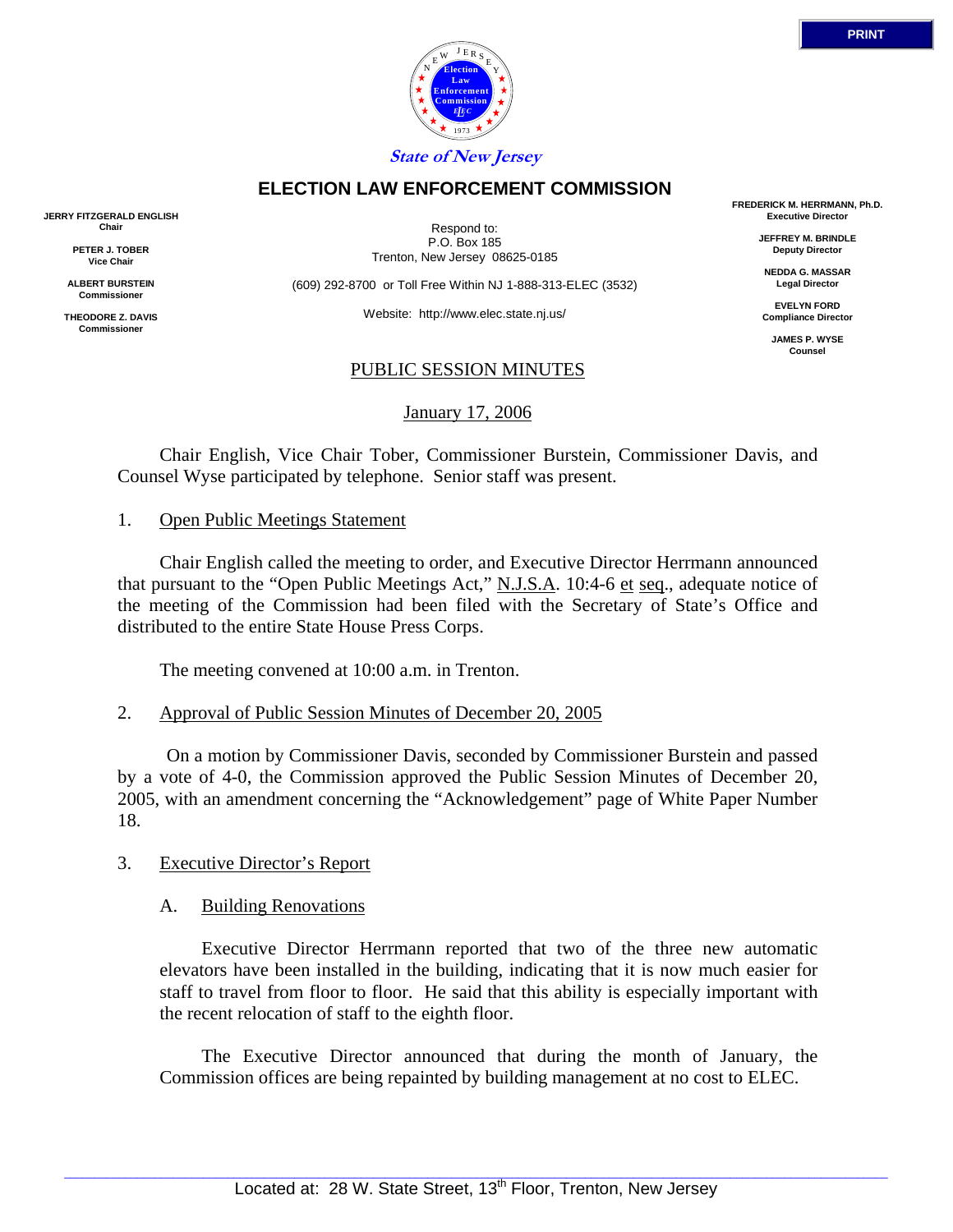PRINT

State of New Jersey

# ELECTION LAW ENFORCEMENT COMMISSION

**JERRY FITZGERALD ENGLISH**
**Chair**

**PETER J. TOBER**
**Vice Chair**

**ALBERT BURSTEIN**
**Commissioner**

**THEODORE Z. DAVIS**
**Commissioner**

Respond to:
P.O. Box 185
Trenton, New Jersey 08625-0185

(609) 292-8700 or Toll Free Within NJ 1-888-313-ELEC (3532)

Website: http://www.elec.state.nj.us/

**FREDERICK M. HERRMANN, Ph.D.**
**Executive Director**

**JEFFREY M. BRINDLE**
**Deputy Director**

**NEDDA G. MASSAR**
**Legal Director**

**EVELYN FORD**
**Compliance Director**

**JAMES P. WYSE**
**Counsel**

## PUBLIC SESSION MINUTES

January 17, 2006

Chair English, Vice Chair Tober, Commissioner Burstein, Commissioner Davis, and Counsel Wyse participated by telephone. Senior staff was present.

1. Open Public Meetings Statement

Chair English called the meeting to order, and Executive Director Herrmann announced that pursuant to the "Open Public Meetings Act," N.J.S.A. 10:4-6 et seq., adequate notice of the meeting of the Commission had been filed with the Secretary of State's Office and distributed to the entire State House Press Corps.

The meeting convened at 10:00 a.m. in Trenton.

2. Approval of Public Session Minutes of December 20, 2005

On a motion by Commissioner Davis, seconded by Commissioner Burstein and passed by a vote of 4-0, the Commission approved the Public Session Minutes of December 20, 2005, with an amendment concerning the "Acknowledgement" page of White Paper Number 18.

3. Executive Director's Report

A. Building Renovations

Executive Director Herrmann reported that two of the three new automatic elevators have been installed in the building, indicating that it is now much easier for staff to travel from floor to floor. He said that this ability is especially important with the recent relocation of staff to the eighth floor.

The Executive Director announced that during the month of January, the Commission offices are being repainted by building management at no cost to ELEC.

Located at: 28 W. State Street, 13th Floor, Trenton, New Jersey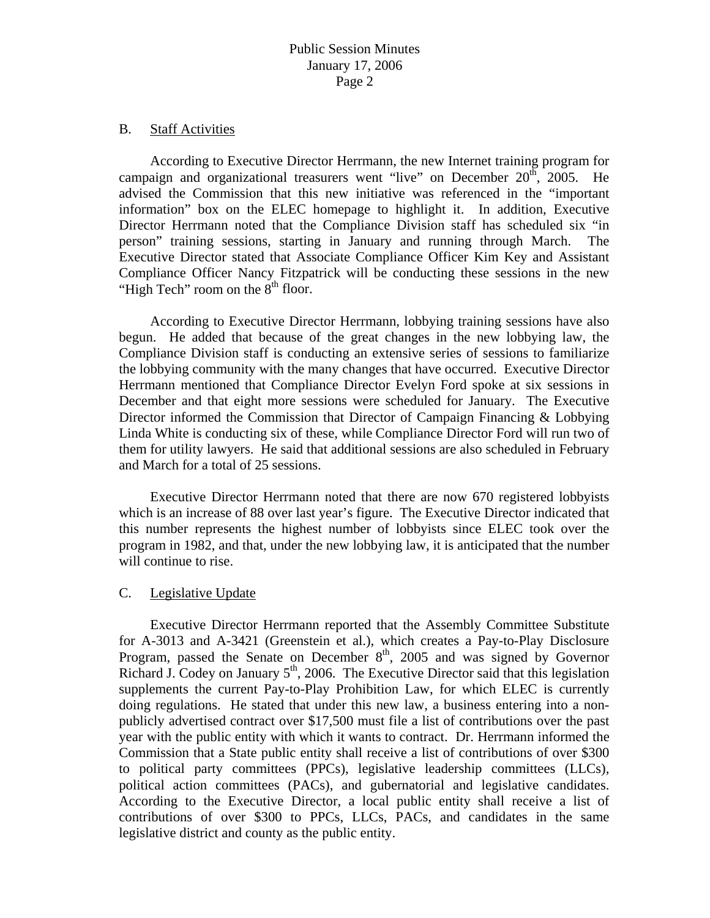B. Staff Activities

According to Executive Director Herrmann, the new Internet training program for campaign and organizational treasurers went "live" on December 20th, 2005. He advised the Commission that this new initiative was referenced in the "important information" box on the ELEC homepage to highlight it. In addition, Executive Director Herrmann noted that the Compliance Division staff has scheduled six "in person" training sessions, starting in January and running through March. The Executive Director stated that Associate Compliance Officer Kim Key and Assistant Compliance Officer Nancy Fitzpatrick will be conducting these sessions in the new "High Tech" room on the 8th floor.

According to Executive Director Herrmann, lobbying training sessions have also begun. He added that because of the great changes in the new lobbying law, the Compliance Division staff is conducting an extensive series of sessions to familiarize the lobbying community with the many changes that have occurred. Executive Director Herrmann mentioned that Compliance Director Evelyn Ford spoke at six sessions in December and that eight more sessions were scheduled for January. The Executive Director informed the Commission that Director of Campaign Financing & Lobbying Linda White is conducting six of these, while Compliance Director Ford will run two of them for utility lawyers. He said that additional sessions are also scheduled in February and March for a total of 25 sessions.

Executive Director Herrmann noted that there are now 670 registered lobbyists which is an increase of 88 over last year's figure. The Executive Director indicated that this number represents the highest number of lobbyists since ELEC took over the program in 1982, and that, under the new lobbying law, it is anticipated that the number will continue to rise.

C. Legislative Update

Executive Director Herrmann reported that the Assembly Committee Substitute for A-3013 and A-3421 (Greenstein et al.), which creates a Pay-to-Play Disclosure Program, passed the Senate on December 8th, 2005 and was signed by Governor Richard J. Codey on January 5th, 2006. The Executive Director said that this legislation supplements the current Pay-to-Play Prohibition Law, for which ELEC is currently doing regulations. He stated that under this new law, a business entering into a non-publicly advertised contract over $17,500 must file a list of contributions over the past year with the public entity with which it wants to contract. Dr. Herrmann informed the Commission that a State public entity shall receive a list of contributions of over $300 to political party committees (PPCs), legislative leadership committees (LLCs), political action committees (PACs), and gubernatorial and legislative candidates. According to the Executive Director, a local public entity shall receive a list of contributions of over $300 to PPCs, LLCs, PACs, and candidates in the same legislative district and county as the public entity.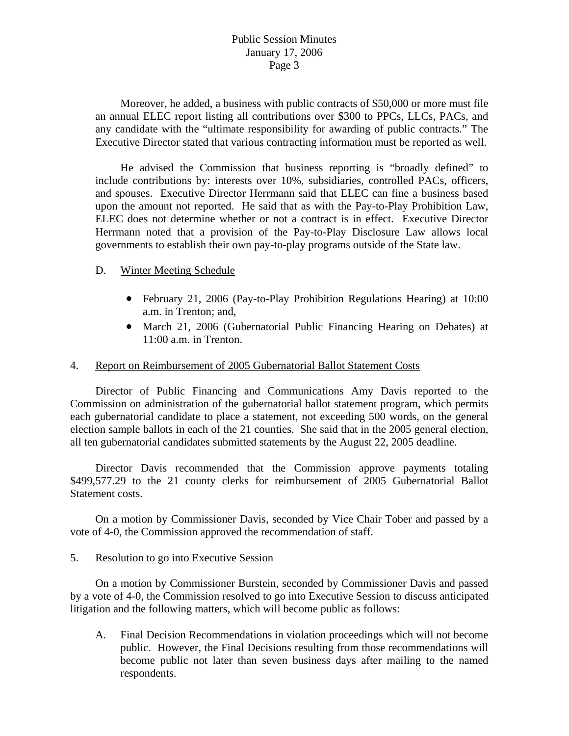Moreover, he added, a business with public contracts of $50,000 or more must file an annual ELEC report listing all contributions over $300 to PPCs, LLCs, PACs, and any candidate with the "ultimate responsibility for awarding of public contracts." The Executive Director stated that various contracting information must be reported as well.

He advised the Commission that business reporting is "broadly defined" to include contributions by: interests over 10%, subsidiaries, controlled PACs, officers, and spouses. Executive Director Herrmann said that ELEC can fine a business based upon the amount not reported. He said that as with the Pay-to-Play Prohibition Law, ELEC does not determine whether or not a contract is in effect. Executive Director Herrmann noted that a provision of the Pay-to-Play Disclosure Law allows local governments to establish their own pay-to-play programs outside of the State law.

D. Winter Meeting Schedule

- February 21, 2006 (Pay-to-Play Prohibition Regulations Hearing) at 10:00 a.m. in Trenton; and,
- March 21, 2006 (Gubernatorial Public Financing Hearing on Debates) at 11:00 a.m. in Trenton.

4. Report on Reimbursement of 2005 Gubernatorial Ballot Statement Costs

Director of Public Financing and Communications Amy Davis reported to the Commission on administration of the gubernatorial ballot statement program, which permits each gubernatorial candidate to place a statement, not exceeding 500 words, on the general election sample ballots in each of the 21 counties. She said that in the 2005 general election, all ten gubernatorial candidates submitted statements by the August 22, 2005 deadline.

Director Davis recommended that the Commission approve payments totaling $499,577.29 to the 21 county clerks for reimbursement of 2005 Gubernatorial Ballot Statement costs.

On a motion by Commissioner Davis, seconded by Vice Chair Tober and passed by a vote of 4-0, the Commission approved the recommendation of staff.

5. Resolution to go into Executive Session

On a motion by Commissioner Burstein, seconded by Commissioner Davis and passed by a vote of 4-0, the Commission resolved to go into Executive Session to discuss anticipated litigation and the following matters, which will become public as follows:

A. Final Decision Recommendations in violation proceedings which will not become public. However, the Final Decisions resulting from those recommendations will become public not later than seven business days after mailing to the named respondents.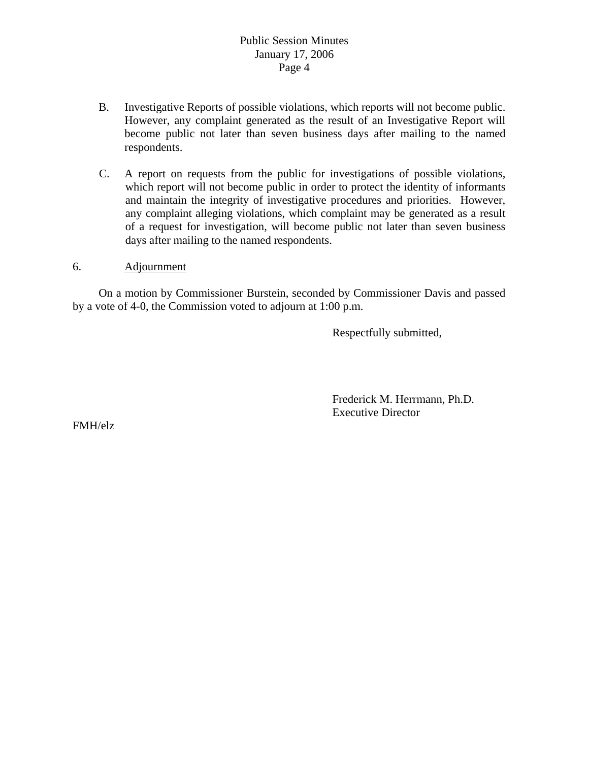B. Investigative Reports of possible violations, which reports will not become public. However, any complaint generated as the result of an Investigative Report will become public not later than seven business days after mailing to the named respondents.

C. A report on requests from the public for investigations of possible violations, which report will not become public in order to protect the identity of informants and maintain the integrity of investigative procedures and priorities. However, any complaint alleging violations, which complaint may be generated as a result of a request for investigation, will become public not later than seven business days after mailing to the named respondents.

6. Adjournment

On a motion by Commissioner Burstein, seconded by Commissioner Davis and passed by a vote of 4-0, the Commission voted to adjourn at 1:00 p.m.

Respectfully submitted,

Frederick M. Herrmann, Ph.D.
Executive Director

FMH/elz